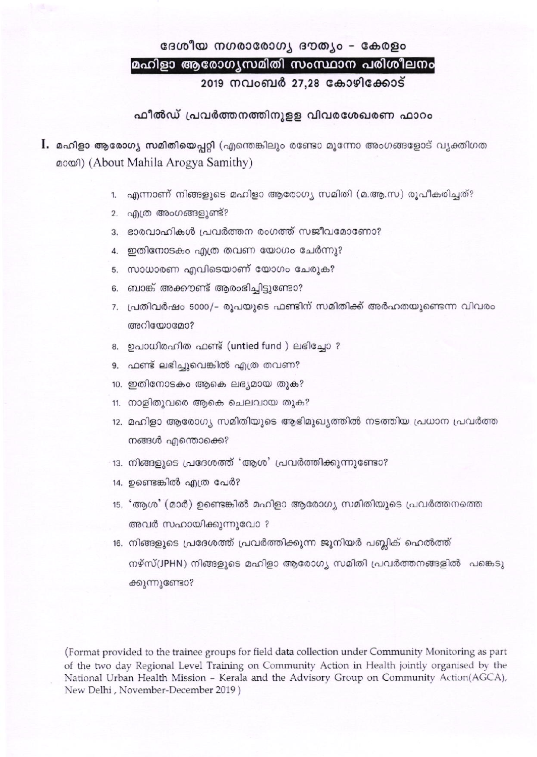# ദേശീയ നഗരാരോഗ്യ ദൗത്യം - കേരളം

## മഹിളാ ആരോഗ്യസമിതി സംസ്ഥാന പരിശീലനം

### 2019 നവംബർ 27,28 കോഴിക്കോട്

### ഫീൽഡ് പ്രവർത്തനത്തിനുള്ള വിവരശേഖരണ ഫാറം

**I. മഹിളാ ആരോഗ്യ സമിതിയെപ്പറ്റി** (എന്തെങ്കിലും രണ്ടോ മൂന്നോ അംഗങ്ങളോട് വ്യക്തിഗതമായി) (About Mahila Arogya Samithy)

1. എന്നാണ് നിങ്ങളുടെ മഹിളാ ആരോഗ്യ സമിതി (മ.ആ.സ) രൂപീകരിച്ചത്?
2. എത്ര അംഗങ്ങളുണ്ട്?
3. ഭാരവാഹികൾ പ്രവർത്തന രംഗത്ത് സജീവമാണോ?
4. ഇതിനോടകം എത്ര തവണ യോഗം ചേർന്നു?
5. സാധാരണ എവിടെയാണ് യോഗം ചേരുക?
6. ബാങ്ക് അക്കൗണ്ട് ആരംഭിച്ചിട്ടുണ്ടോ?
7. പ്രതിവർഷം 5000/- രൂപയുടെ ഫണ്ടിന് സമിതിക്ക് അർഹതയുണ്ടെന്ന വിവരം അറിയാമോ?
8. ഉപാധിരഹിത ഫണ്ട് (untied fund ) ലഭിച്ചോ ?
9. ഫണ്ട് ലഭിച്ചുവെങ്കിൽ എത്ര തവണ?
10. ഇതിനോടകം ആകെ ലഭ്യമായ തുക?
11. നാളിതുവരെ ആകെ ചെലവായ തുക?
12. മഹിളാ ആരോഗ്യ സമിതിയുടെ ആഭിമുഖ്യത്തിൽ നടത്തിയ പ്രധാന പ്രവർത്തനങ്ങൾ എന്തൊക്കെ?
13. നിങ്ങളുടെ പ്രദേശത്ത് 'ആശ' പ്രവർത്തിക്കുന്നുണ്ടോ?
14. ഉണ്ടെങ്കിൽ എത്ര പേർ?
15. 'ആശ' (മാർ) ഉണ്ടെങ്കിൽ മഹിളാ ആരോഗ്യ സമിതിയുടെ പ്രവർത്തനത്തെ അവർ സഹായിക്കുന്നുവോ ?
16. നിങ്ങളുടെ പ്രദേശത്ത് പ്രവർത്തിക്കുന്ന ജൂനിയർ പബ്ലിക് ഹെൽത്ത് നഴ്സ്(JPHN) നിങ്ങളുടെ മഹിളാ ആരോഗ്യ സമിതി പ്രവർത്തനങ്ങളിൽ പങ്കെടുക്കുന്നുണ്ടോ?

(Format provided to the trainee groups for field data collection under Community Monitoring as part of the two day Regional Level Training on Community Action in Health jointly organised by the National Urban Health Mission - Kerala and the Advisory Group on Community Action(AGCA), New Delhi , November-December 2019 )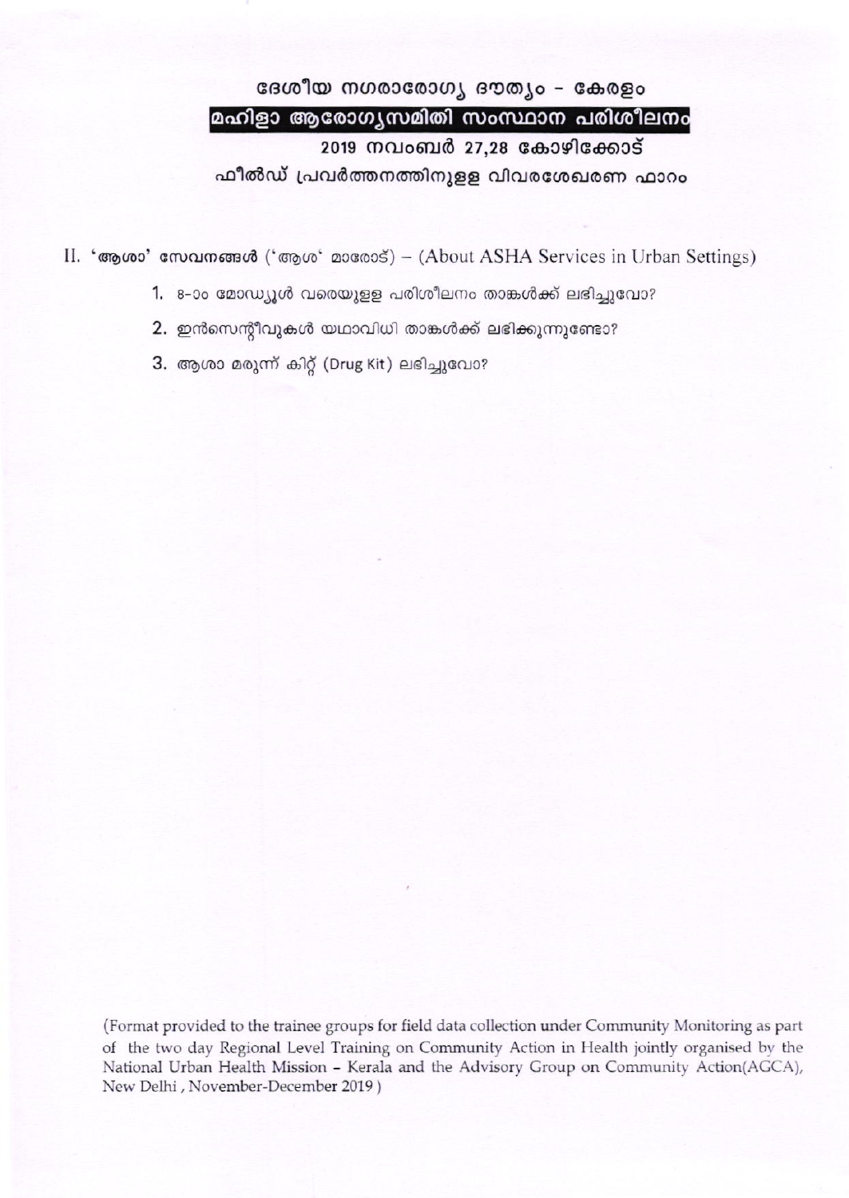# ദേശീയ നഗരാരോഗ്യ ദൗത്യം - കേരളം

## മഹിളാ ആരോഗ്യസമിതി സംസ്ഥാന പരിശീലനം

**2019 നവംബർ 27,28 കോഴിക്കോട്**

**ഫീൽഡ് പ്രവർത്തനത്തിനുള്ള വിവരശേഖരണ ഫാറം**

II. **'ആശാ' സേവനങ്ങൾ** ('ആശ' മാരോട്) – (About ASHA Services in Urban Settings)

1. ৪-১০ മോഡ്യൂൾ വരെയുള്ള പരിശീലനം താങ്കൾക്ക് ലഭിച്ചുവോ?
2. ഇൻസെന്റീവുകൾ യഥാവിധി താങ്കൾക്ക് ലഭിക്കുന്നുണ്ടോ?
3. ആശാ മരുന്ന് കിറ്റ് (Drug Kit) ലഭിച്ചുവോ?

(Format provided to the trainee groups for field data collection under Community Monitoring as part of the two day Regional Level Training on Community Action in Health jointly organised by the National Urban Health Mission – Kerala and the Advisory Group on Community Action(AGCA), New Delhi , November-December 2019 )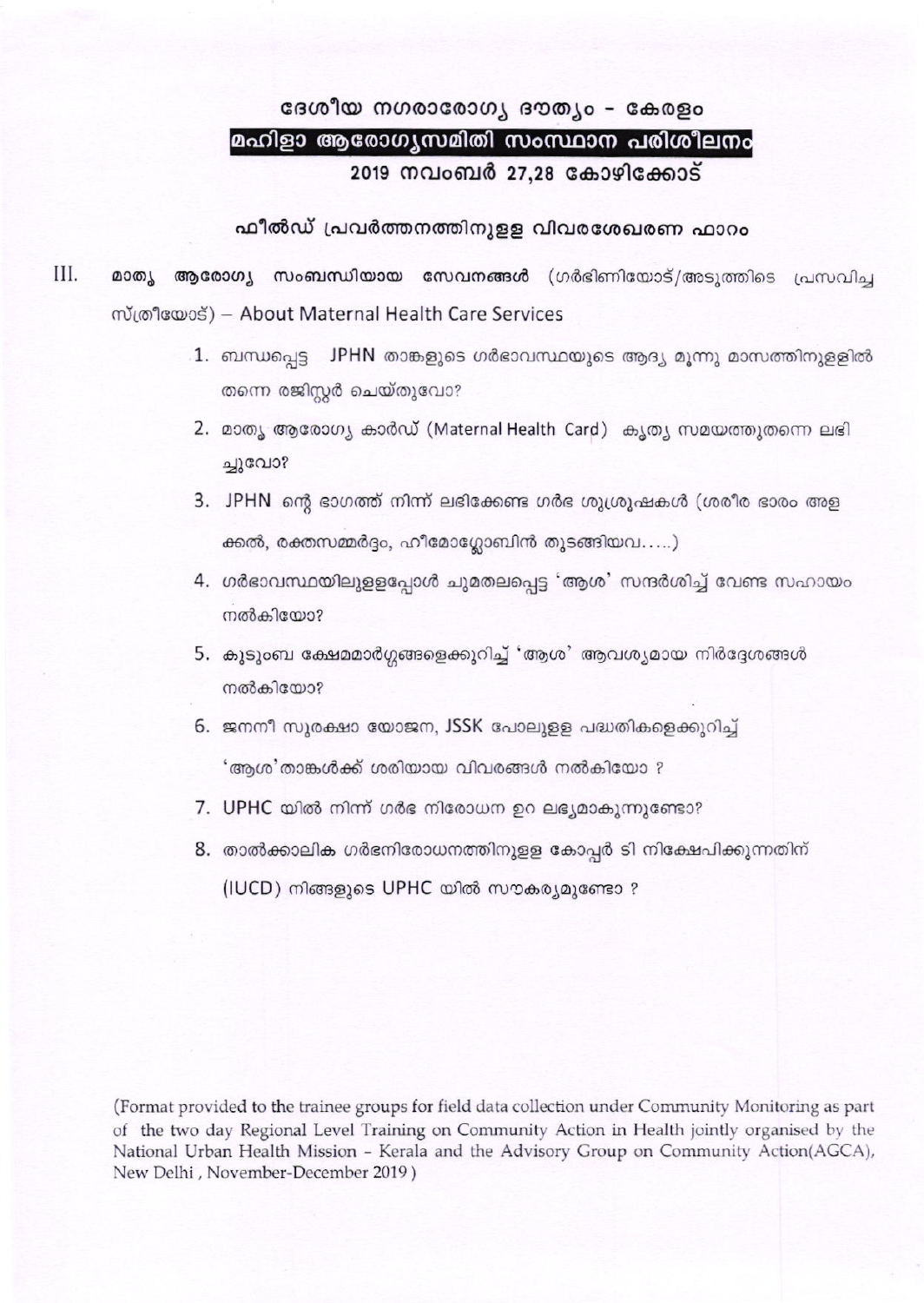# ദേശീയ നഗരാരോഗ്യ ദൗത്യം - കേരളം

## മഹിളാ ആരോഗ്യസമിതി സംസ്ഥാന പരിശീലനം

### 2019 നവംബർ 27,28 കോഴിക്കോട്

### ഫീൽഡ് പ്രവർത്തനത്തിനുള്ള വിവരശേഖരണ ഫാറം

III. **മാതൃ ആരോഗ്യ സംബന്ധിയായ സേവനങ്ങൾ** (ഗർഭിണിയോട്/അടുത്തിടെ പ്രസവിച്ച സ്ത്രീയോട്) – About Maternal Health Care Services

1. ബന്ധപ്പെട്ട JPHN താങ്കളുടെ ഗർഭാവസ്ഥയുടെ ആദ്യ മൂന്നു മാസത്തിനുള്ളിൽ തന്നെ രജിസ്റ്റർ ചെയ്തുവോ?
2. മാതൃ ആരോഗ്യ കാർഡ് (Maternal Health Card) കൃത്യ സമയത്തുതന്നെ ലഭിച്ചുവോ?
3. JPHN ന്റെ ഭാഗത്ത് നിന്ന് ലഭിക്കേണ്ട ഗർഭ ശുശ്രൂഷകൾ (ശരീര ഭാരം അളക്കൽ, രക്തസമ്മർദ്ദം, ഹീമോഗ്ലോബിൻ തുടങ്ങിയവ.....)
4. ഗർഭാവസ്ഥയിലുള്ളപ്പോൾ ചുമതലപ്പെട്ട 'ആശ' സന്ദർശിച്ച് വേണ്ട സഹായം നൽകിയോ?
5. കുടുംബ ക്ഷേമമാർഗ്ഗങ്ങളെക്കുറിച്ച് 'ആശ' ആവശ്യമായ നിർദ്ദേശങ്ങൾ നൽകിയോ?
6. ജനനീ സുരക്ഷാ യോജന, JSSK പോലുള്ള പദ്ധതികളെക്കുറിച്ച് 'ആശ' താങ്കൾക്ക് ശരിയായ വിവരങ്ങൾ നൽകിയോ ?
7. UPHC യിൽ നിന്ന് ഗർഭ നിരോധന ഉറ ലഭ്യമാകുന്നുണ്ടോ?
8. താൽക്കാലിക ഗർഭനിരോധനത്തിനുള്ള കോപ്പർ ടി നിക്ഷേപിക്കുന്നതിന് (IUCD) നിങ്ങളുടെ UPHC യിൽ സൗകര്യമുണ്ടോ ?

(Format provided to the trainee groups for field data collection under Community Monitoring as part of the two day Regional Level Training on Community Action in Health jointly organised by the National Urban Health Mission - Kerala and the Advisory Group on Community Action(AGCA), New Delhi , November-December 2019 )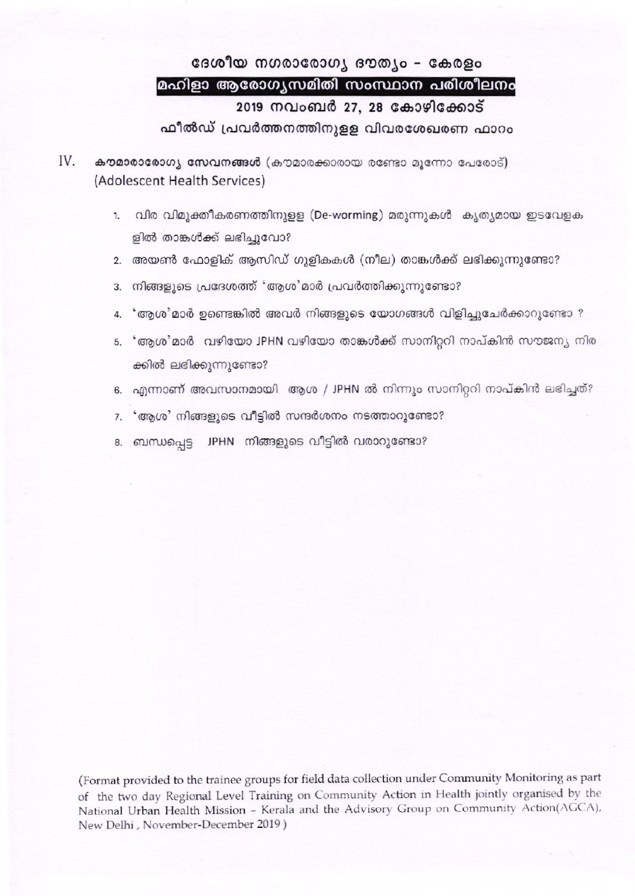# ദേശീയ നഗരാരോഗ്യ ദൗത്യം - കേരളം

## മഹിളാ ആരോഗ്യസമിതി സംസ്ഥാന പരിശീലനം

### 2019 നവംബർ 27, 28 കോഴിക്കോട്

### ഫീൽഡ് പ്രവർത്തനത്തിനുള്ള വിവരശേഖരണ ഫാറം

IV. **കൗമാരാരോഗ്യ സേവനങ്ങൾ** (കൗമാരക്കാരായ രണ്ടോ മൂന്നോ പേരോട്) (Adolescent Health Services)

1. വിര വിമുക്തീകരണത്തിനുള്ള (De-worming) മരുന്നുകൾ കൃത്യമായ ഇടവേളകളിൽ താങ്കൾക്ക് ലഭിച്ചുവോ?
2. അയൺ ഫോളിക് ആസിഡ് ഗുളികകൾ (നീല) താങ്കൾക്ക് ലഭിക്കുന്നുണ്ടോ?
3. നിങ്ങളുടെ പ്രദേശത്ത് 'ആശ'മാർ പ്രവർത്തിക്കുന്നുണ്ടോ?
4. 'ആശ'മാർ ഉണ്ടെങ്കിൽ അവർ നിങ്ങളുടെ യോഗങ്ങൾ വിളിച്ചുചേർക്കാറുണ്ടോ ?
5. 'ആശ'മാർ വഴിയോ JPHN വഴിയോ താങ്കൾക്ക് സാനിറ്ററി നാപ്കിൻ സൗജന്യ നിരക്കിൽ ലഭിക്കുന്നുണ്ടോ?
6. എന്നാണ് അവസാനമായി ആശ / JPHN ൽ നിന്നും സാനിറ്ററി നാപ്കിൻ ലഭിച്ചത്?
7. 'ആശ' നിങ്ങളുടെ വീട്ടിൽ സന്ദർശനം നടത്താറുണ്ടോ?
8. ബന്ധപ്പെട്ട JPHN നിങ്ങളുടെ വീട്ടിൽ വരാറുണ്ടോ?

(Format provided to the trainee groups for field data collection under Community Monitoring as part of the two day Regional Level Training on Community Action in Health jointly organised by the National Urban Health Mission - Kerala and the Advisory Group on Community Action(AGCA), New Delhi , November-December 2019 )